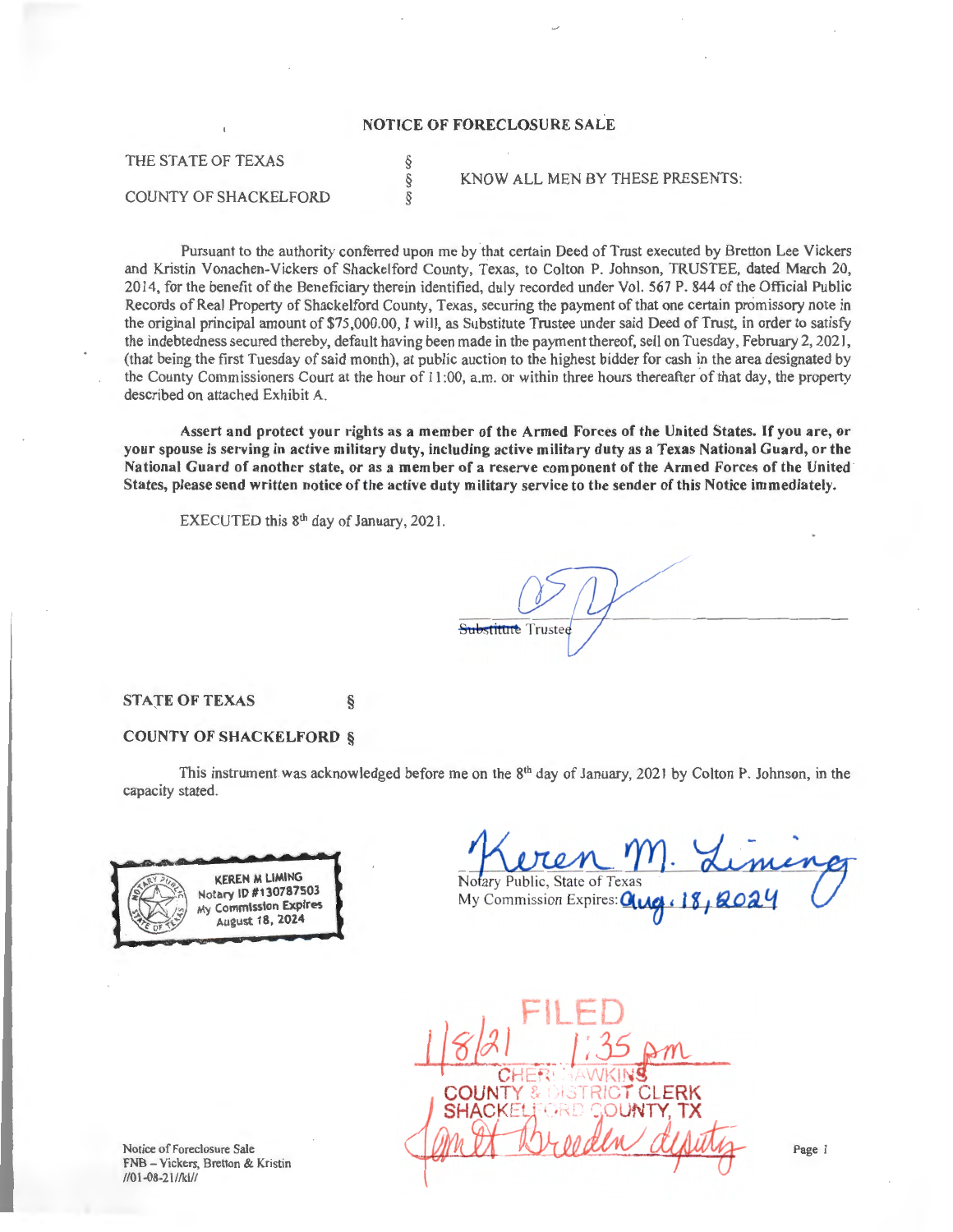## NOTICE OF FORECLOSURE SALE

THE STATE OF TEXAS §
§ KNOW ALL MEN BY THESE PRESENTS:
COUNTY OF SHACKELFORD §

Pursuant to the authority conferred upon me by that certain Deed of Trust executed by Bretton Lee Vickers and Kristin Vonachen-Vickers of Shackelford County, Texas, to Colton P. Johnson, TRUSTEE, dated March 20, 2014, for the benefit of the Beneficiary therein identified, duly recorded under Vol. 567 P. 844 of the Official Public Records of Real Property of Shackelford County, Texas, securing the payment of that one certain promissory note in the original principal amount of $75,000.00, I will, as Substitute Trustee under said Deed of Trust, in order to satisfy the indebtedness secured thereby, default having been made in the payment thereof, sell on Tuesday, February 2, 2021, (that being the first Tuesday of said month), at public auction to the highest bidder for cash in the area designated by the County Commissioners Court at the hour of 11:00, a.m. or within three hours thereafter of that day, the property described on attached Exhibit A.

**Assert and protect your rights as a member of the Armed Forces of the United States. If you are, or your spouse is serving in active military duty, including active military duty as a Texas National Guard, or the National Guard of another state, or as a member of a reserve component of the Armed Forces of the United States, please send written notice of the active duty military service to the sender of this Notice immediately.**

EXECUTED this 8th day of January, 2021.

[Signature]
~~Substitute~~ Trustee

**STATE OF TEXAS §**

**COUNTY OF SHACKELFORD §**

This instrument was acknowledged before me on the 8th day of January, 2021 by Colton P. Johnson, in the capacity stated.

KEREN M LIMING
Notary ID #130787503
My Commission Expires
August 18, 2024

Keren M. Liming
Notary Public, State of Texas
My Commission Expires: Aug. 18, 2024

FILED
1/8/21 1:35 pm
CHERI HAWKINS
COUNTY & DISTRICT CLERK
SHACKELFORD COUNTY, TX
[Signature] deputy

Notice of Foreclosure Sale
FNB – Vickers, Bretton & Kristin
//01-08-21//kl//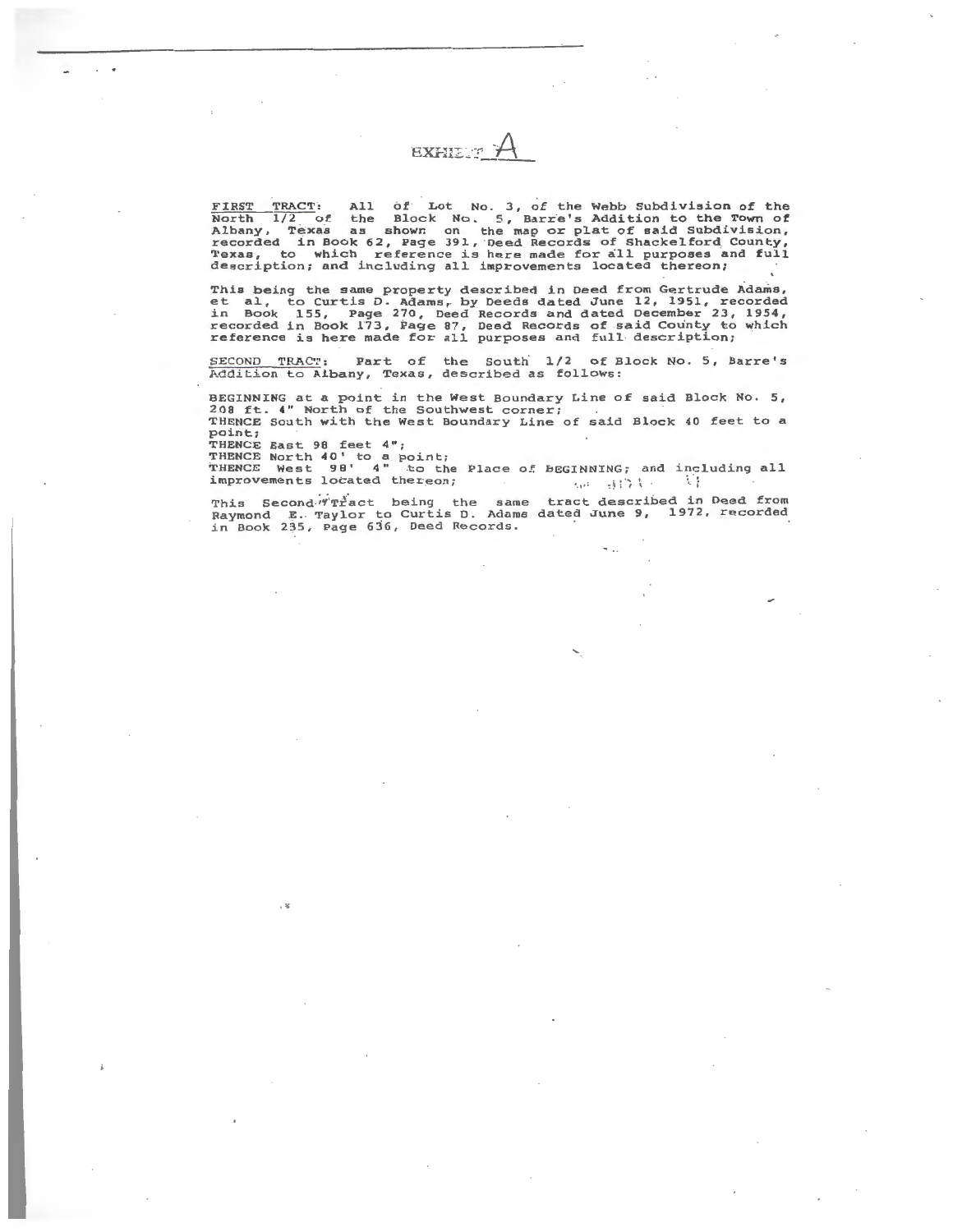# EXHIBIT A

FIRST TRACT: All of Lot No. 3, of the Webb Subdivision of the North 1/2 of the Block No. 5, Barre's Addition to the Town of Albany, Texas as shown on the map or plat of said Subdivision, recorded in Book 62, Page 391, Deed Records of Shackelford County, Texas, to which reference is here made for all purposes and full description; and including all improvements located thereon;

This being the same property described in Deed from Gertrude Adams, et al, to Curtis D. Adams, by Deeds dated June 12, 1951, recorded in Book 155, Page 270, Deed Records and dated December 23, 1954, recorded in Book 173, Page 87, Deed Records of said County to which reference is here made for all purposes and full description;

SECOND TRACT: Part of the South 1/2 of Block No. 5, Barre's Addition to Albany, Texas, described as follows:

BEGINNING at a point in the West Boundary Line of said Block No. 5, 208 ft. 4" North of the Southwest corner;
THENCE South with the West Boundary Line of said Block 40 feet to a point;
THENCE East 98 feet 4";
THENCE North 40' to a point;
THENCE West 98' 4" to the Place of BEGINNING; and including all improvements located thereon;

This Second Tract being the same tract described in Deed from Raymond E. Taylor to Curtis D. Adams dated June 9, 1972, recorded in Book 235, Page 636, Deed Records.